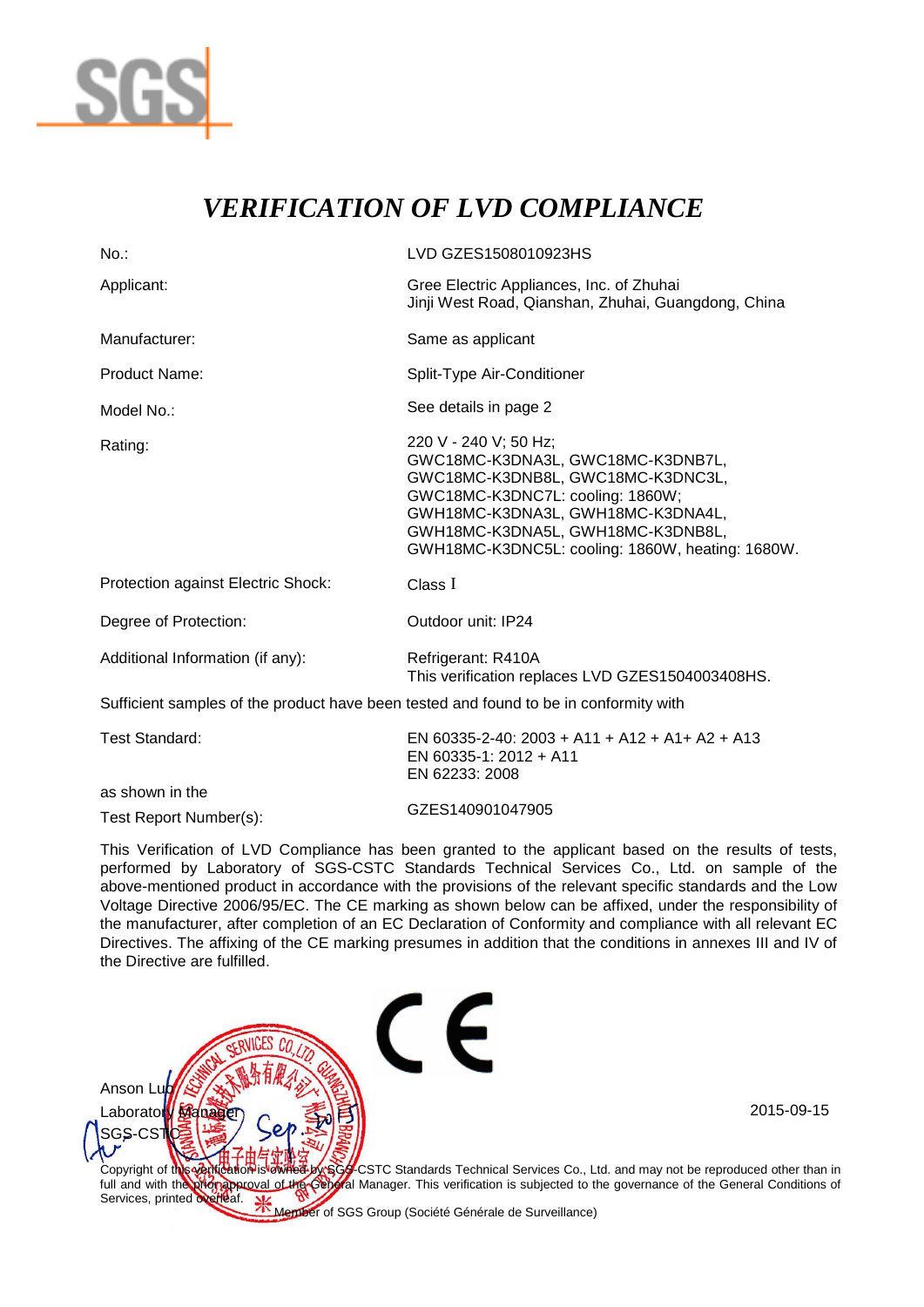SGS

# *VERIFICATION OF LVD COMPLIANCE*

| | |
|---|---|
| No.: | LVD GZES1508010923HS |
| Applicant: | Gree Electric Appliances, Inc. of Zhuhai<br>Jinji West Road, Qianshan, Zhuhai, Guangdong, China |
| Manufacturer: | Same as applicant |
| Product Name: | Split-Type Air-Conditioner |
| Model No.: | See details in page 2 |
| Rating: | 220 V - 240 V; 50 Hz;<br>GWC18MC-K3DNA3L, GWC18MC-K3DNB7L,<br>GWC18MC-K3DNB8L, GWC18MC-K3DNC3L,<br>GWC18MC-K3DNC7L: cooling: 1860W;<br>GWH18MC-K3DNA3L, GWH18MC-K3DNA4L,<br>GWH18MC-K3DNA5L, GWH18MC-K3DNB8L,<br>GWH18MC-K3DNC5L: cooling: 1860W, heating: 1680W. |
| Protection against Electric Shock: | Class I |
| Degree of Protection: | Outdoor unit: IP24 |
| Additional Information (if any): | Refrigerant: R410A<br>This verification replaces LVD GZES1504003408HS. |

Sufficient samples of the product have been tested and found to be in conformity with

| | |
|---|---|
| Test Standard: | EN 60335-2-40: 2003 + A11 + A12 + A1+ A2 + A13<br>EN 60335-1: 2012 + A11<br>EN 62233: 2008 |
| as shown in the<br>Test Report Number(s): | GZES140901047905 |

This Verification of LVD Compliance has been granted to the applicant based on the results of tests, performed by Laboratory of SGS-CSTC Standards Technical Services Co., Ltd. on sample of the above-mentioned product in accordance with the provisions of the relevant specific standards and the Low Voltage Directive 2006/95/EC. The CE marking as shown below can be affixed, under the responsibility of the manufacturer, after completion of an EC Declaration of Conformity and compliance with all relevant EC Directives. The affixing of the CE marking presumes in addition that the conditions in annexes III and IV of the Directive are fulfilled.

CE

Anson Luo
Laboratory Manager
SGS-CSTC

2015-09-15

Copyright of this verification is owned by SGS-CSTC Standards Technical Services Co., Ltd. and may not be reproduced other than in full and with the prior approval of the General Manager. This verification is subjected to the governance of the General Conditions of Services, printed overleaf.

Member of SGS Group (Société Générale de Surveillance)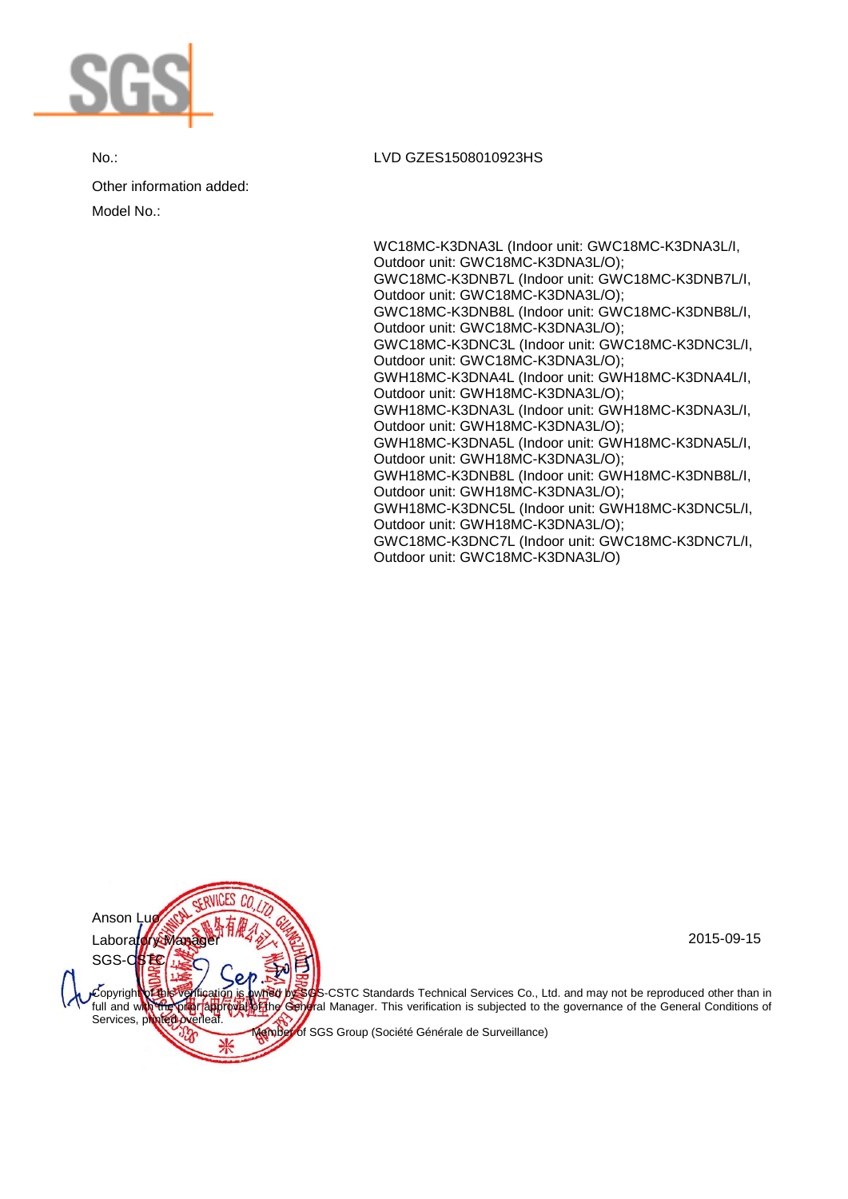No.: LVD GZES1508010923HS

Other information added:

Model No.:

WC18MC-K3DNA3L (Indoor unit: GWC18MC-K3DNA3L/I, Outdoor unit: GWC18MC-K3DNA3L/O);
GWC18MC-K3DNB7L (Indoor unit: GWC18MC-K3DNB7L/I, Outdoor unit: GWC18MC-K3DNA3L/O);
GWC18MC-K3DNB8L (Indoor unit: GWC18MC-K3DNB8L/I, Outdoor unit: GWC18MC-K3DNA3L/O);
GWC18MC-K3DNC3L (Indoor unit: GWC18MC-K3DNC3L/I, Outdoor unit: GWC18MC-K3DNA3L/O);
GWH18MC-K3DNA4L (Indoor unit: GWH18MC-K3DNA4L/I, Outdoor unit: GWH18MC-K3DNA3L/O);
GWH18MC-K3DNA3L (Indoor unit: GWH18MC-K3DNA3L/I, Outdoor unit: GWH18MC-K3DNA3L/O);
GWH18MC-K3DNA5L (Indoor unit: GWH18MC-K3DNA5L/I, Outdoor unit: GWH18MC-K3DNA3L/O);
GWH18MC-K3DNB8L (Indoor unit: GWH18MC-K3DNB8L/I, Outdoor unit: GWH18MC-K3DNA3L/O);
GWH18MC-K3DNC5L (Indoor unit: GWH18MC-K3DNC5L/I, Outdoor unit: GWH18MC-K3DNA3L/O);
GWC18MC-K3DNC7L (Indoor unit: GWC18MC-K3DNC7L/I, Outdoor unit: GWC18MC-K3DNA3L/O)

Anson Luo
Laboratory Manager
SGS-CSTC

2015-09-15

Copyright of this verification is owned by SGS-CSTC Standards Technical Services Co., Ltd. and may not be reproduced other than in full and with the prior approval of the General Manager. This verification is subjected to the governance of the General Conditions of Services, printed overleaf.

Member of SGS Group (Société Générale de Surveillance)